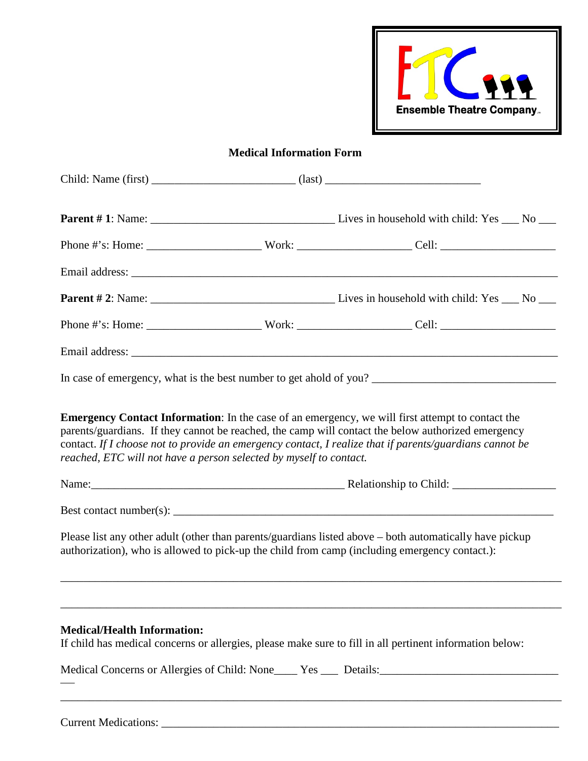Ensemble Theatre Company

## Medical Information Form

Child: Name (first) ________________________ (last) __________________________

**Parent # 1**: Name: _______________________________ Lives in household with child: Yes ___ No ___

Phone #'s: Home: ___________________ Work: ___________________ Cell: ___________________

Email address: ________________________________________________________________________

**Parent # 2**: Name: _______________________________ Lives in household with child: Yes ___ No ___

Phone #'s: Home: ___________________ Work: ___________________ Cell: ___________________

Email address: ________________________________________________________________________

In case of emergency, what is the best number to get ahold of you? _______________________________

**Emergency Contact Information**: In the case of an emergency, we will first attempt to contact the parents/guardians. If they cannot be reached, the camp will contact the below authorized emergency contact. *If I choose not to provide an emergency contact, I realize that if parents/guardians cannot be reached, ETC will not have a person selected by myself to contact.*

Name:_____________________________________________ Relationship to Child: _________________

Best contact number(s): _________________________________________________________________

Please list any other adult (other than parents/guardians listed above – both automatically have pickup authorization), who is allowed to pick-up the child from camp (including emergency contact.):

_______________________________________________________________________________________

_______________________________________________________________________________________

**Medical/Health Information:**
If child has medical concerns or allergies, please make sure to fill in all pertinent information below:

Medical Concerns or Allergies of Child: None____ Yes ___ Details:_________________________________

_______________________________________________________________________________________

Current Medications: ____________________________________________________________________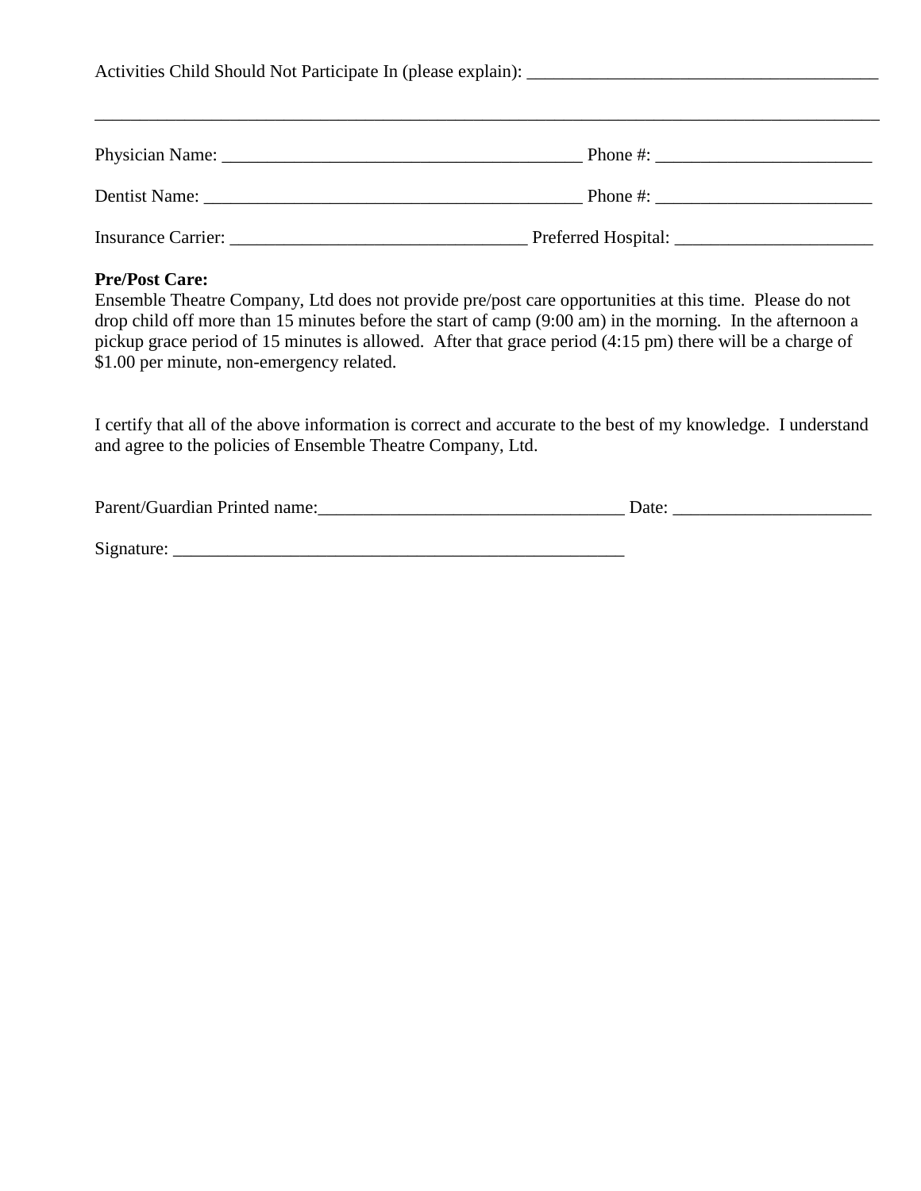Activities Child Should Not Participate In (please explain): _______________________________________

_____________________________________________________________________________________

Physician Name: ________________________________________ Phone #: ________________________

Dentist Name: __________________________________________ Phone #: ________________________

Insurance Carrier: _________________________________ Preferred Hospital: ______________________

**Pre/Post Care:**
Ensemble Theatre Company, Ltd does not provide pre/post care opportunities at this time. Please do not drop child off more than 15 minutes before the start of camp (9:00 am) in the morning. In the afternoon a pickup grace period of 15 minutes is allowed. After that grace period (4:15 pm) there will be a charge of $1.00 per minute, non-emergency related.

I certify that all of the above information is correct and accurate to the best of my knowledge. I understand and agree to the policies of Ensemble Theatre Company, Ltd.

Parent/Guardian Printed name:__________________________________ Date: ______________________

Signature: ____________________________________________________